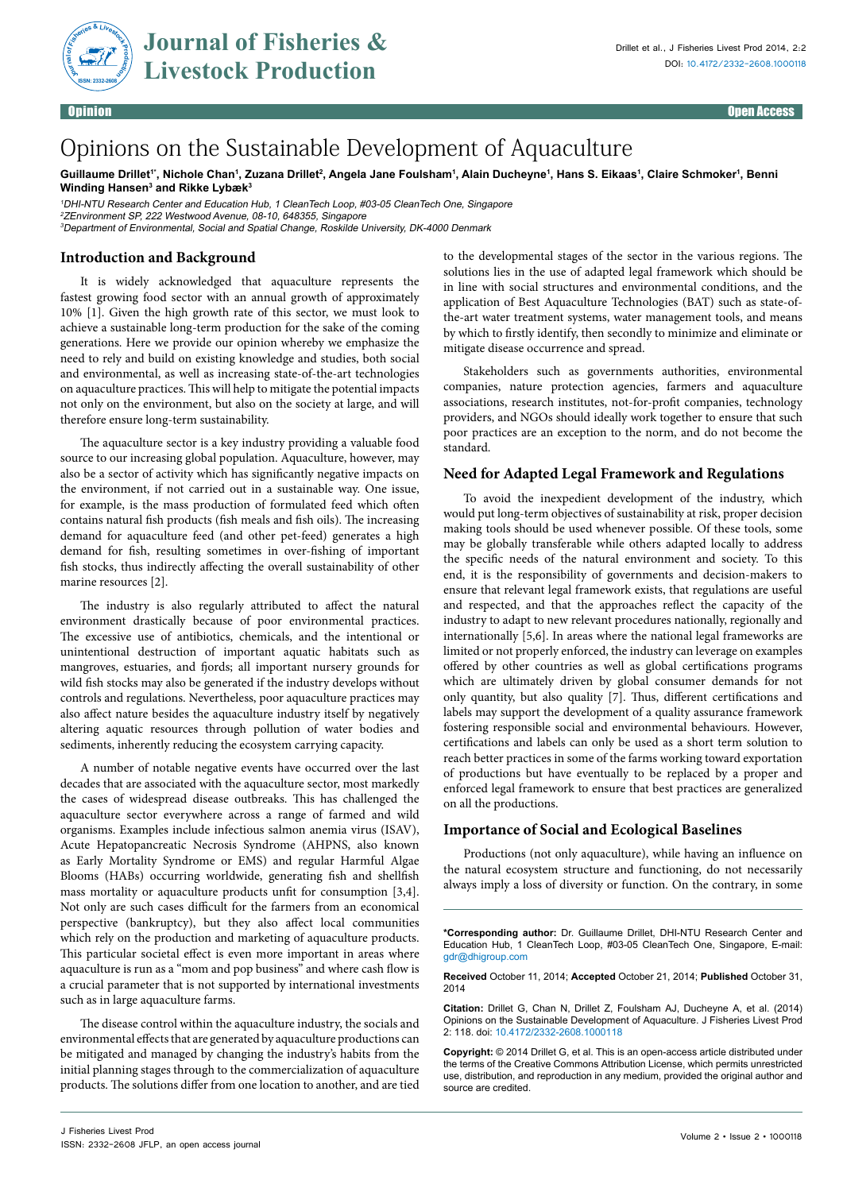Opinion | Open Access

# Opinions on the Sustainable Development of Aquaculture

**Guillaume Drillet[1*], Nichole Chan[1], Zuzana Drillet[2], Angela Jane Foulsham[1], Alain Ducheyne[1], Hans S. Eikaas[1], Claire Schmoker[1], Benni Winding Hansen[3] and Rikke Lybæk[3]**

[1]*DHI-NTU Research Center and Education Hub, 1 CleanTech Loop, #03-05 CleanTech One, Singapore*
[2]*ZEnvironment SP, 222 Westwood Avenue, 08-10, 648355, Singapore*
[3]*Department of Environmental, Social and Spatial Change, Roskilde University, DK-4000 Denmark*

## Introduction and Background

It is widely acknowledged that aquaculture represents the fastest growing food sector with an annual growth of approximately 10% [1]. Given the high growth rate of this sector, we must look to achieve a sustainable long-term production for the sake of the coming generations. Here we provide our opinion whereby we emphasize the need to rely and build on existing knowledge and studies, both social and environmental, as well as increasing state-of-the-art technologies on aquaculture practices. This will help to mitigate the potential impacts not only on the environment, but also on the society at large, and will therefore ensure long-term sustainability.

The aquaculture sector is a key industry providing a valuable food source to our increasing global population. Aquaculture, however, may also be a sector of activity which has significantly negative impacts on the environment, if not carried out in a sustainable way. One issue, for example, is the mass production of formulated feed which often contains natural fish products (fish meals and fish oils). The increasing demand for aquaculture feed (and other pet-feed) generates a high demand for fish, resulting sometimes in over-fishing of important fish stocks, thus indirectly affecting the overall sustainability of other marine resources [2].

The industry is also regularly attributed to affect the natural environment drastically because of poor environmental practices. The excessive use of antibiotics, chemicals, and the intentional or unintentional destruction of important aquatic habitats such as mangroves, estuaries, and fjords; all important nursery grounds for wild fish stocks may also be generated if the industry develops without controls and regulations. Nevertheless, poor aquaculture practices may also affect nature besides the aquaculture industry itself by negatively altering aquatic resources through pollution of water bodies and sediments, inherently reducing the ecosystem carrying capacity.

A number of notable negative events have occurred over the last decades that are associated with the aquaculture sector, most markedly the cases of widespread disease outbreaks. This has challenged the aquaculture sector everywhere across a range of farmed and wild organisms. Examples include infectious salmon anemia virus (ISAV), Acute Hepatopancreatic Necrosis Syndrome (AHPNS, also known as Early Mortality Syndrome or EMS) and regular Harmful Algae Blooms (HABs) occurring worldwide, generating fish and shellfish mass mortality or aquaculture products unfit for consumption [3,4]. Not only are such cases difficult for the farmers from an economical perspective (bankruptcy), but they also affect local communities which rely on the production and marketing of aquaculture products. This particular societal effect is even more important in areas where aquaculture is run as a "mom and pop business" and where cash flow is a crucial parameter that is not supported by international investments such as in large aquaculture farms.

The disease control within the aquaculture industry, the socials and environmental effects that are generated by aquaculture productions can be mitigated and managed by changing the industry's habits from the initial planning stages through to the commercialization of aquaculture products. The solutions differ from one location to another, and are tied to the developmental stages of the sector in the various regions. The solutions lies in the use of adapted legal framework which should be in line with social structures and environmental conditions, and the application of Best Aquaculture Technologies (BAT) such as state-of-the-art water treatment systems, water management tools, and means by which to firstly identify, then secondly to minimize and eliminate or mitigate disease occurrence and spread.

Stakeholders such as governments authorities, environmental companies, nature protection agencies, farmers and aquaculture associations, research institutes, not-for-profit companies, technology providers, and NGOs should ideally work together to ensure that such poor practices are an exception to the norm, and do not become the standard.

## Need for Adapted Legal Framework and Regulations

To avoid the inexpedient development of the industry, which would put long-term objectives of sustainability at risk, proper decision making tools should be used whenever possible. Of these tools, some may be globally transferable while others adapted locally to address the specific needs of the natural environment and society. To this end, it is the responsibility of governments and decision-makers to ensure that relevant legal framework exists, that regulations are useful and respected, and that the approaches reflect the capacity of the industry to adapt to new relevant procedures nationally, regionally and internationally [5,6]. In areas where the national legal frameworks are limited or not properly enforced, the industry can leverage on examples offered by other countries as well as global certifications programs which are ultimately driven by global consumer demands for not only quantity, but also quality [7]. Thus, different certifications and labels may support the development of a quality assurance framework fostering responsible social and environmental behaviours. However, certifications and labels can only be used as a short term solution to reach better practices in some of the farms working toward exportation of productions but have eventually to be replaced by a proper and enforced legal framework to ensure that best practices are generalized on all the productions.

## Importance of Social and Ecological Baselines

Productions (not only aquaculture), while having an influence on the natural ecosystem structure and functioning, do not necessarily always imply a loss of diversity or function. On the contrary, in some

---

**\*Corresponding author:** Dr. Guillaume Drillet, DHI-NTU Research Center and Education Hub, 1 CleanTech Loop, #03-05 CleanTech One, Singapore, E-mail: gdr@dhigroup.com

**Received** October 11, 2014; **Accepted** October 21, 2014; **Published** October 31, 2014

**Citation:** Drillet G, Chan N, Drillet Z, Foulsham AJ, Ducheyne A, et al. (2014) Opinions on the Sustainable Development of Aquaculture. J Fisheries Livest Prod 2: 118. doi: 10.4172/2332-2608.1000118

**Copyright:** © 2014 Drillet G, et al. This is an open-access article distributed under the terms of the Creative Commons Attribution License, which permits unrestricted use, distribution, and reproduction in any medium, provided the original author and source are credited.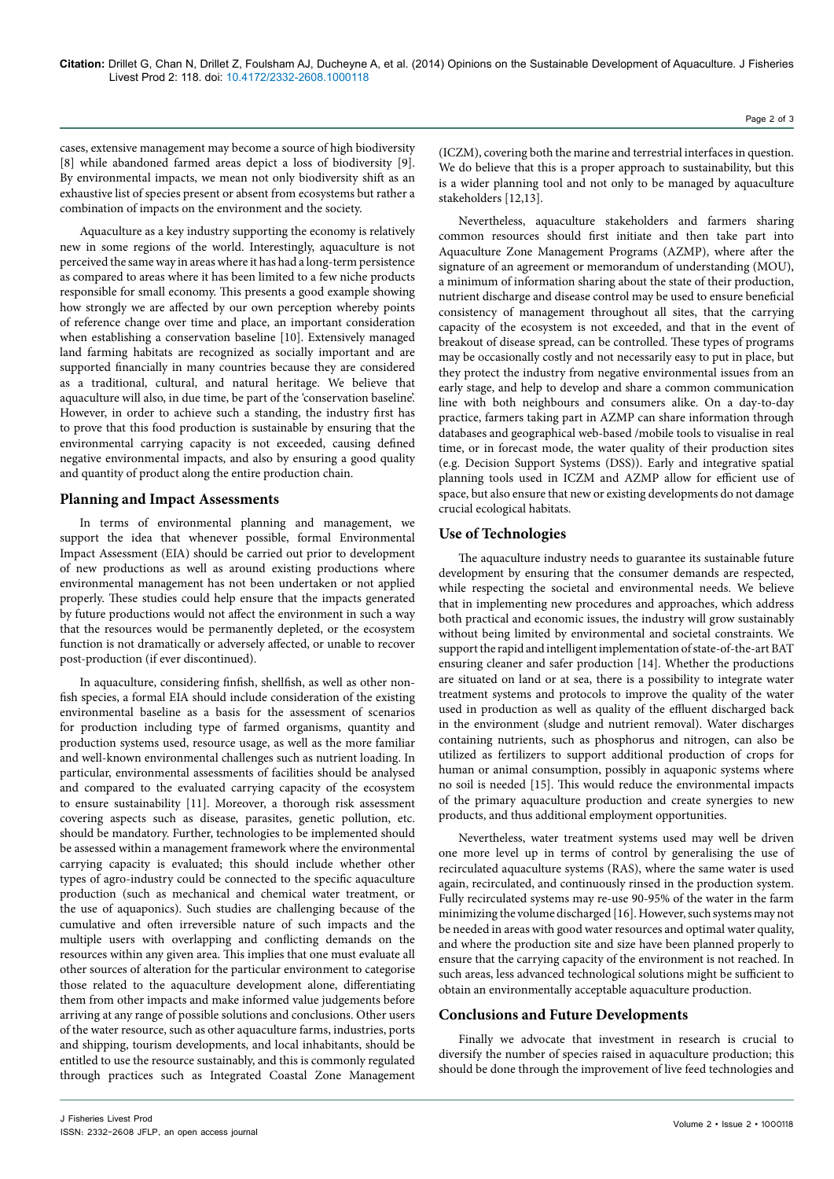cases, extensive management may become a source of high biodiversity [8] while abandoned farmed areas depict a loss of biodiversity [9]. By environmental impacts, we mean not only biodiversity shift as an exhaustive list of species present or absent from ecosystems but rather a combination of impacts on the environment and the society.

Aquaculture as a key industry supporting the economy is relatively new in some regions of the world. Interestingly, aquaculture is not perceived the same way in areas where it has had a long-term persistence as compared to areas where it has been limited to a few niche products responsible for small economy. This presents a good example showing how strongly we are affected by our own perception whereby points of reference change over time and place, an important consideration when establishing a conservation baseline [10]. Extensively managed land farming habitats are recognized as socially important and are supported financially in many countries because they are considered as a traditional, cultural, and natural heritage. We believe that aquaculture will also, in due time, be part of the 'conservation baseline'. However, in order to achieve such a standing, the industry first has to prove that this food production is sustainable by ensuring that the environmental carrying capacity is not exceeded, causing defined negative environmental impacts, and also by ensuring a good quality and quantity of product along the entire production chain.

## Planning and Impact Assessments

In terms of environmental planning and management, we support the idea that whenever possible, formal Environmental Impact Assessment (EIA) should be carried out prior to development of new productions as well as around existing productions where environmental management has not been undertaken or not applied properly. These studies could help ensure that the impacts generated by future productions would not affect the environment in such a way that the resources would be permanently depleted, or the ecosystem function is not dramatically or adversely affected, or unable to recover post-production (if ever discontinued).

In aquaculture, considering finfish, shellfish, as well as other non-fish species, a formal EIA should include consideration of the existing environmental baseline as a basis for the assessment of scenarios for production including type of farmed organisms, quantity and production systems used, resource usage, as well as the more familiar and well-known environmental challenges such as nutrient loading. In particular, environmental assessments of facilities should be analysed and compared to the evaluated carrying capacity of the ecosystem to ensure sustainability [11]. Moreover, a thorough risk assessment covering aspects such as disease, parasites, genetic pollution, etc. should be mandatory. Further, technologies to be implemented should be assessed within a management framework where the environmental carrying capacity is evaluated; this should include whether other types of agro-industry could be connected to the specific aquaculture production (such as mechanical and chemical water treatment, or the use of aquaponics). Such studies are challenging because of the cumulative and often irreversible nature of such impacts and the multiple users with overlapping and conflicting demands on the resources within any given area. This implies that one must evaluate all other sources of alteration for the particular environment to categorise those related to the aquaculture development alone, differentiating them from other impacts and make informed value judgements before arriving at any range of possible solutions and conclusions. Other users of the water resource, such as other aquaculture farms, industries, ports and shipping, tourism developments, and local inhabitants, should be entitled to use the resource sustainably, and this is commonly regulated through practices such as Integrated Coastal Zone Management (ICZM), covering both the marine and terrestrial interfaces in question. We do believe that this is a proper approach to sustainability, but this is a wider planning tool and not only to be managed by aquaculture stakeholders [12,13].

Nevertheless, aquaculture stakeholders and farmers sharing common resources should first initiate and then take part into Aquaculture Zone Management Programs (AZMP), where after the signature of an agreement or memorandum of understanding (MOU), a minimum of information sharing about the state of their production, nutrient discharge and disease control may be used to ensure beneficial consistency of management throughout all sites, that the carrying capacity of the ecosystem is not exceeded, and that in the event of breakout of disease spread, can be controlled. These types of programs may be occasionally costly and not necessarily easy to put in place, but they protect the industry from negative environmental issues from an early stage, and help to develop and share a common communication line with both neighbours and consumers alike. On a day-to-day practice, farmers taking part in AZMP can share information through databases and geographical web-based /mobile tools to visualise in real time, or in forecast mode, the water quality of their production sites (e.g. Decision Support Systems (DSS)). Early and integrative spatial planning tools used in ICZM and AZMP allow for efficient use of space, but also ensure that new or existing developments do not damage crucial ecological habitats.

## Use of Technologies

The aquaculture industry needs to guarantee its sustainable future development by ensuring that the consumer demands are respected, while respecting the societal and environmental needs. We believe that in implementing new procedures and approaches, which address both practical and economic issues, the industry will grow sustainably without being limited by environmental and societal constraints. We support the rapid and intelligent implementation of state-of-the-art BAT ensuring cleaner and safer production [14]. Whether the productions are situated on land or at sea, there is a possibility to integrate water treatment systems and protocols to improve the quality of the water used in production as well as quality of the effluent discharged back in the environment (sludge and nutrient removal). Water discharges containing nutrients, such as phosphorus and nitrogen, can also be utilized as fertilizers to support additional production of crops for human or animal consumption, possibly in aquaponic systems where no soil is needed [15]. This would reduce the environmental impacts of the primary aquaculture production and create synergies to new products, and thus additional employment opportunities.

Nevertheless, water treatment systems used may well be driven one more level up in terms of control by generalising the use of recirculated aquaculture systems (RAS), where the same water is used again, recirculated, and continuously rinsed in the production system. Fully recirculated systems may re-use 90-95% of the water in the farm minimizing the volume discharged [16]. However, such systems may not be needed in areas with good water resources and optimal water quality, and where the production site and size have been planned properly to ensure that the carrying capacity of the environment is not reached. In such areas, less advanced technological solutions might be sufficient to obtain an environmentally acceptable aquaculture production.

## Conclusions and Future Developments

Finally we advocate that investment in research is crucial to diversify the number of species raised in aquaculture production; this should be done through the improvement of live feed technologies and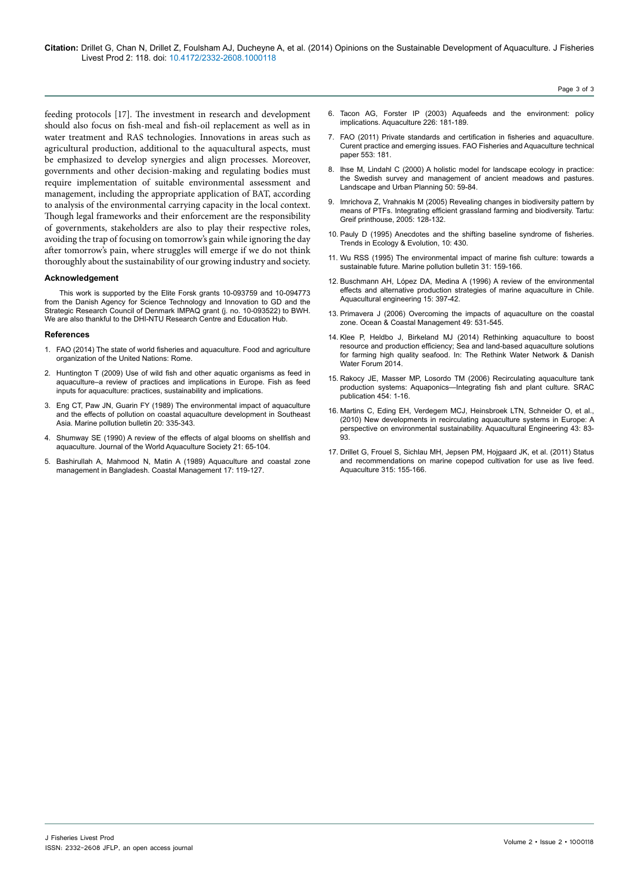feeding protocols [17]. The investment in research and development should also focus on fish-meal and fish-oil replacement as well as in water treatment and RAS technologies. Innovations in areas such as agricultural production, additional to the aquacultural aspects, must be emphasized to develop synergies and align processes. Moreover, governments and other decision-making and regulating bodies must require implementation of suitable environmental assessment and management, including the appropriate application of BAT, according to analysis of the environmental carrying capacity in the local context. Though legal frameworks and their enforcement are the responsibility of governments, stakeholders are also to play their respective roles, avoiding the trap of focusing on tomorrow's gain while ignoring the day after tomorrow's pain, where struggles will emerge if we do not think thoroughly about the sustainability of our growing industry and society.

### Acknowledgement

This work is supported by the Elite Forsk grants 10-093759 and 10-094773 from the Danish Agency for Science Technology and Innovation to GD and the Strategic Research Council of Denmark IMPAQ grant (j. no. 10-093522) to BWH. We are also thankful to the DHI-NTU Research Centre and Education Hub.

### References

1. FAO (2014) The state of world fisheries and aquaculture. Food and agriculture organization of the United Nations: Rome.
2. Huntington T (2009) Use of wild fish and other aquatic organisms as feed in aquaculture–a review of practices and implications in Europe. Fish as feed inputs for aquaculture: practices, sustainability and implications.
3. Eng CT, Paw JN, Guarin FY (1989) The environmental impact of aquaculture and the effects of pollution on coastal aquaculture development in Southeast Asia. Marine pollution bulletin 20: 335-343.
4. Shumway SE (1990) A review of the effects of algal blooms on shellfish and aquaculture. Journal of the World Aquaculture Society 21: 65-104.
5. Bashirullah A, Mahmood N, Matin A (1989) Aquaculture and coastal zone management in Bangladesh. Coastal Management 17: 119-127.
6. Tacon AG, Forster IP (2003) Aquafeeds and the environment: policy implications. Aquaculture 226: 181-189.
7. FAO (2011) Private standards and certification in fisheries and aquaculture. Curent practice and emerging issues. FAO Fisheries and Aquaculture technical paper 553: 181.
8. Ihse M, Lindahl C (2000) A holistic model for landscape ecology in practice: the Swedish survey and management of ancient meadows and pastures. Landscape and Urban Planning 50: 59-84.
9. Imrichova Z, Vrahnakis M (2005) Revealing changes in biodiversity pattern by means of PTFs. Integrating efficient grassland farming and biodiversity. Tartu: Greif printhouse, 2005: 128-132.
10. Pauly D (1995) Anecdotes and the shifting baseline syndrome of fisheries. Trends in Ecology & Evolution, 10: 430.
11. Wu RSS (1995) The environmental impact of marine fish culture: towards a sustainable future. Marine pollution bulletin 31: 159-166.
12. Buschmann AH, López DA, Medina A (1996) A review of the environmental effects and alternative production strategies of marine aquaculture in Chile. Aquacultural engineering 15: 397-42.
13. Primavera J (2006) Overcoming the impacts of aquaculture on the coastal zone. Ocean & Coastal Management 49: 531-545.
14. Klee P, Heldbo J, Birkeland MJ (2014) Rethinking aquaculture to boost resource and production efficiency; Sea and land-based aquaculture solutions for farming high quality seafood. In: The Rethink Water Network & Danish Water Forum 2014.
15. Rakocy JE, Masser MP, Losordo TM (2006) Recirculating aquaculture tank production systems: Aquaponics—Integrating fish and plant culture. SRAC publication 454: 1-16.
16. Martins C, Eding EH, Verdegem MCJ, Heinsbroek LTN, Schneider O, et al., (2010) New developments in recirculating aquaculture systems in Europe: A perspective on environmental sustainability. Aquacultural Engineering 43: 83-93.
17. Drillet G, Frouel S, Sichlau MH, Jepsen PM, Hojgaard JK, et al. (2011) Status and recommendations on marine copepod cultivation for use as live feed. Aquaculture 315: 155-166.